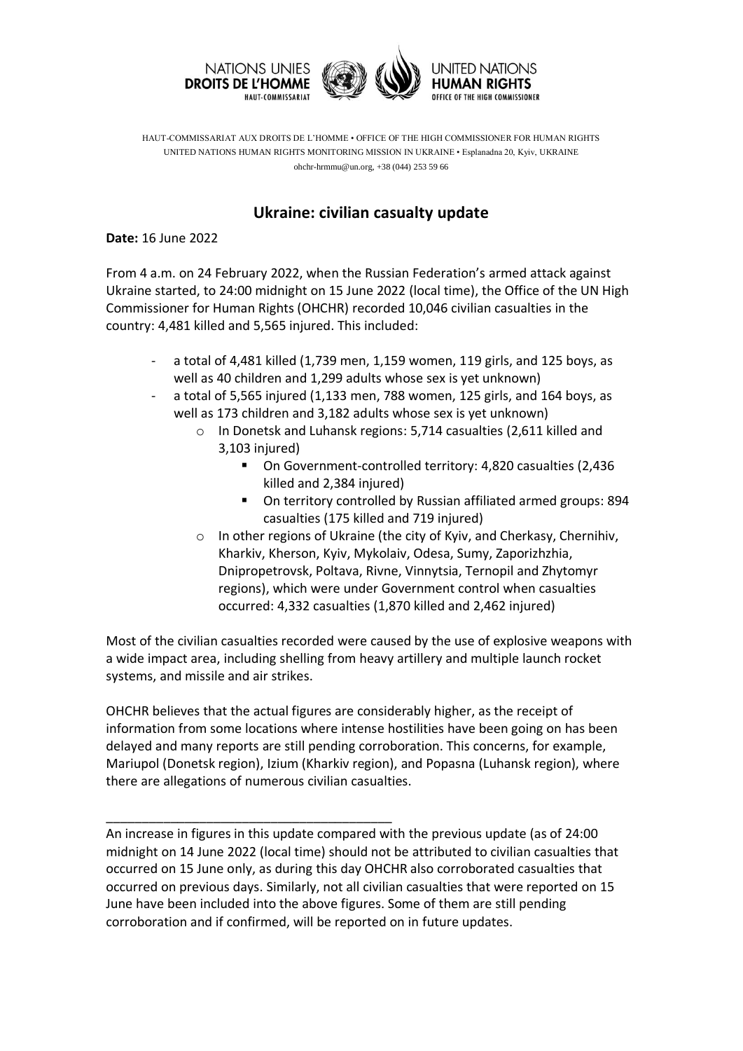NATIONS UNIES **DROITS DE L'HOMME** HAUT-COMMISSARIAT

UNITED NATIONS **HUMAN RIGHTS** OFFICE OF THE HIGH COMMISSIONER

HAUT-COMMISSARIAT AUX DROITS DE L'HOMME • OFFICE OF THE HIGH COMMISSIONER FOR HUMAN RIGHTS
UNITED NATIONS HUMAN RIGHTS MONITORING MISSION IN UKRAINE • Esplanadna 20, Kyiv, UKRAINE
ohchr-hrmmu@un.org, +38 (044) 253 59 66

# Ukraine: civilian casualty update

**Date:** 16 June 2022

From 4 a.m. on 24 February 2022, when the Russian Federation's armed attack against Ukraine started, to 24:00 midnight on 15 June 2022 (local time), the Office of the UN High Commissioner for Human Rights (OHCHR) recorded 10,046 civilian casualties in the country: 4,481 killed and 5,565 injured. This included:

- a total of 4,481 killed (1,739 men, 1,159 women, 119 girls, and 125 boys, as well as 40 children and 1,299 adults whose sex is yet unknown)
- a total of 5,565 injured (1,133 men, 788 women, 125 girls, and 164 boys, as well as 173 children and 3,182 adults whose sex is yet unknown)
  - In Donetsk and Luhansk regions: 5,714 casualties (2,611 killed and 3,103 injured)
    - On Government-controlled territory: 4,820 casualties (2,436 killed and 2,384 injured)
    - On territory controlled by Russian affiliated armed groups: 894 casualties (175 killed and 719 injured)
  - In other regions of Ukraine (the city of Kyiv, and Cherkasy, Chernihiv, Kharkiv, Kherson, Kyiv, Mykolaiv, Odesa, Sumy, Zaporizhzhia, Dnipropetrovsk, Poltava, Rivne, Vinnytsia, Ternopil and Zhytomyr regions), which were under Government control when casualties occurred: 4,332 casualties (1,870 killed and 2,462 injured)

Most of the civilian casualties recorded were caused by the use of explosive weapons with a wide impact area, including shelling from heavy artillery and multiple launch rocket systems, and missile and air strikes.

OHCHR believes that the actual figures are considerably higher, as the receipt of information from some locations where intense hostilities have been going on has been delayed and many reports are still pending corroboration. This concerns, for example, Mariupol (Donetsk region), Izium (Kharkiv region), and Popasna (Luhansk region), where there are allegations of numerous civilian casualties.

---

An increase in figures in this update compared with the previous update (as of 24:00 midnight on 14 June 2022 (local time) should not be attributed to civilian casualties that occurred on 15 June only, as during this day OHCHR also corroborated casualties that occurred on previous days. Similarly, not all civilian casualties that were reported on 15 June have been included into the above figures. Some of them are still pending corroboration and if confirmed, will be reported on in future updates.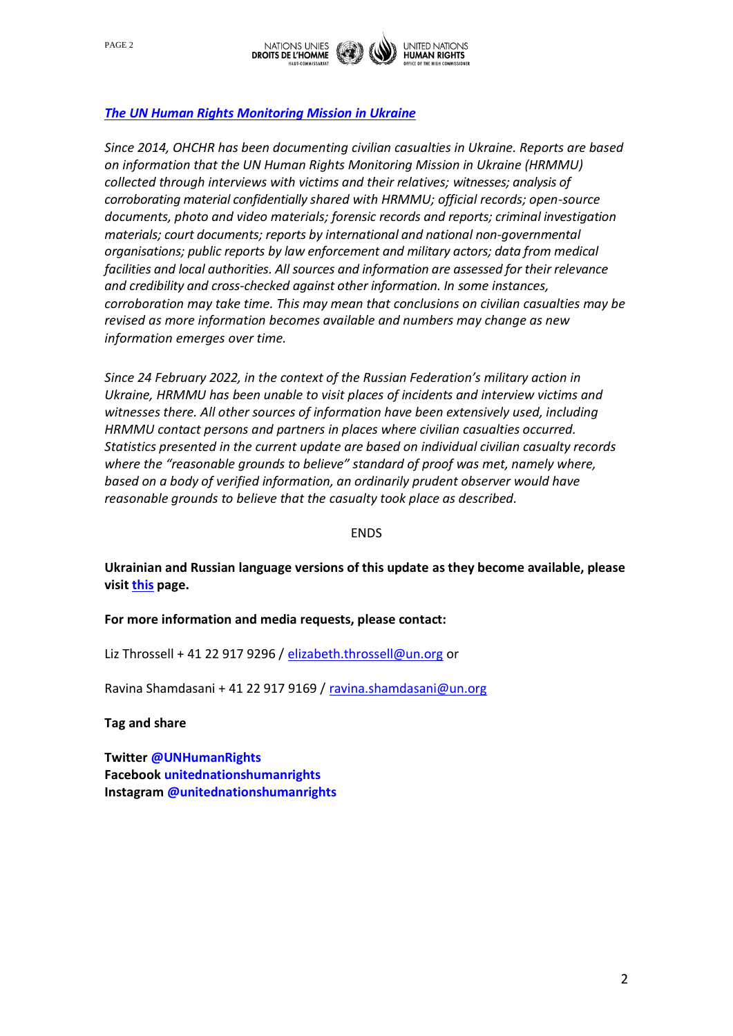***The UN Human Rights Monitoring Mission in Ukraine***

*Since 2014, OHCHR has been documenting civilian casualties in Ukraine. Reports are based on information that the UN Human Rights Monitoring Mission in Ukraine (HRMMU) collected through interviews with victims and their relatives; witnesses; analysis of corroborating material confidentially shared with HRMMU; official records; open-source documents, photo and video materials; forensic records and reports; criminal investigation materials; court documents; reports by international and national non-governmental organisations; public reports by law enforcement and military actors; data from medical facilities and local authorities. All sources and information are assessed for their relevance and credibility and cross-checked against other information. In some instances, corroboration may take time. This may mean that conclusions on civilian casualties may be revised as more information becomes available and numbers may change as new information emerges over time.*

*Since 24 February 2022, in the context of the Russian Federation's military action in Ukraine, HRMMU has been unable to visit places of incidents and interview victims and witnesses there. All other sources of information have been extensively used, including HRMMU contact persons and partners in places where civilian casualties occurred. Statistics presented in the current update are based on individual civilian casualty records where the "reasonable grounds to believe" standard of proof was met, namely where, based on a body of verified information, an ordinarily prudent observer would have reasonable grounds to believe that the casualty took place as described.*

ENDS

**Ukrainian and Russian language versions of this update as they become available, please visit this page.**

**For more information and media requests, please contact:**

Liz Throssell + 41 22 917 9296 / elizabeth.throssell@un.org or

Ravina Shamdasani + 41 22 917 9169 / ravina.shamdasani@un.org

**Tag and share**

**Twitter @UNHumanRights**
**Facebook unitednationshumanrights**
**Instagram @unitednationshumanrights**